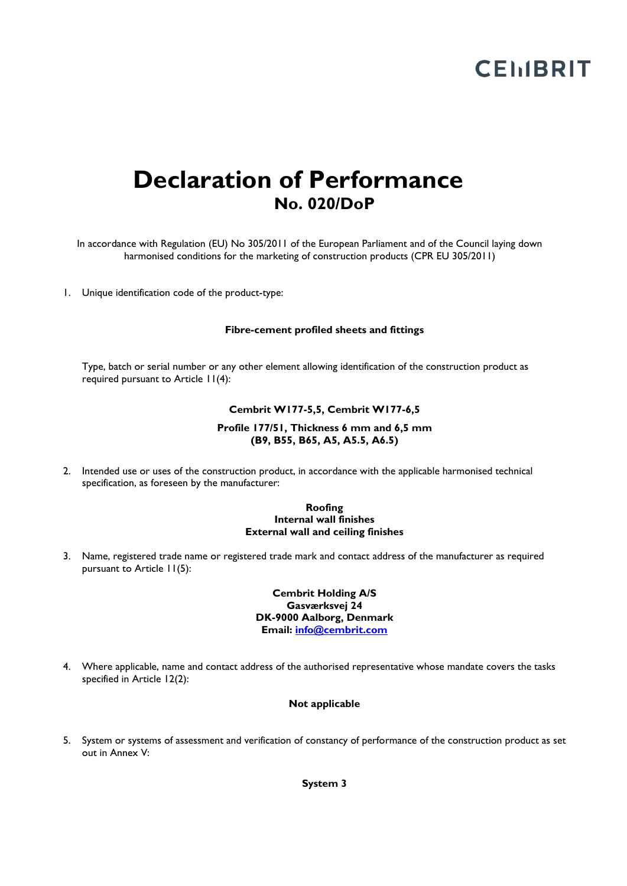# Declaration of Performance

## No. 020/DoP

In accordance with Regulation (EU) No 305/2011 of the European Parliament and of the Council laying down harmonised conditions for the marketing of construction products (CPR EU 305/2011)

1. Unique identification code of the product-type:

   **Fibre-cement profiled sheets and fittings**

   Type, batch or serial number or any other element allowing identification of the construction product as required pursuant to Article 11(4):

   **Cembrit W177-5,5, Cembrit W177-6,5**

   **Profile 177/51, Thickness 6 mm and 6,5 mm**
   **(B9, B55, B65, A5, A5.5, A6.5)**

2. Intended use or uses of the construction product, in accordance with the applicable harmonised technical specification, as foreseen by the manufacturer:

   **Roofing**
   **Internal wall finishes**
   **External wall and ceiling finishes**

3. Name, registered trade name or registered trade mark and contact address of the manufacturer as required pursuant to Article 11(5):

   **Cembrit Holding A/S**
   **Gasværksvej 24**
   **DK-9000 Aalborg, Denmark**
   **Email: info@cembrit.com**

4. Where applicable, name and contact address of the authorised representative whose mandate covers the tasks specified in Article 12(2):

   **Not applicable**

5. System or systems of assessment and verification of constancy of performance of the construction product as set out in Annex V:

   **System 3**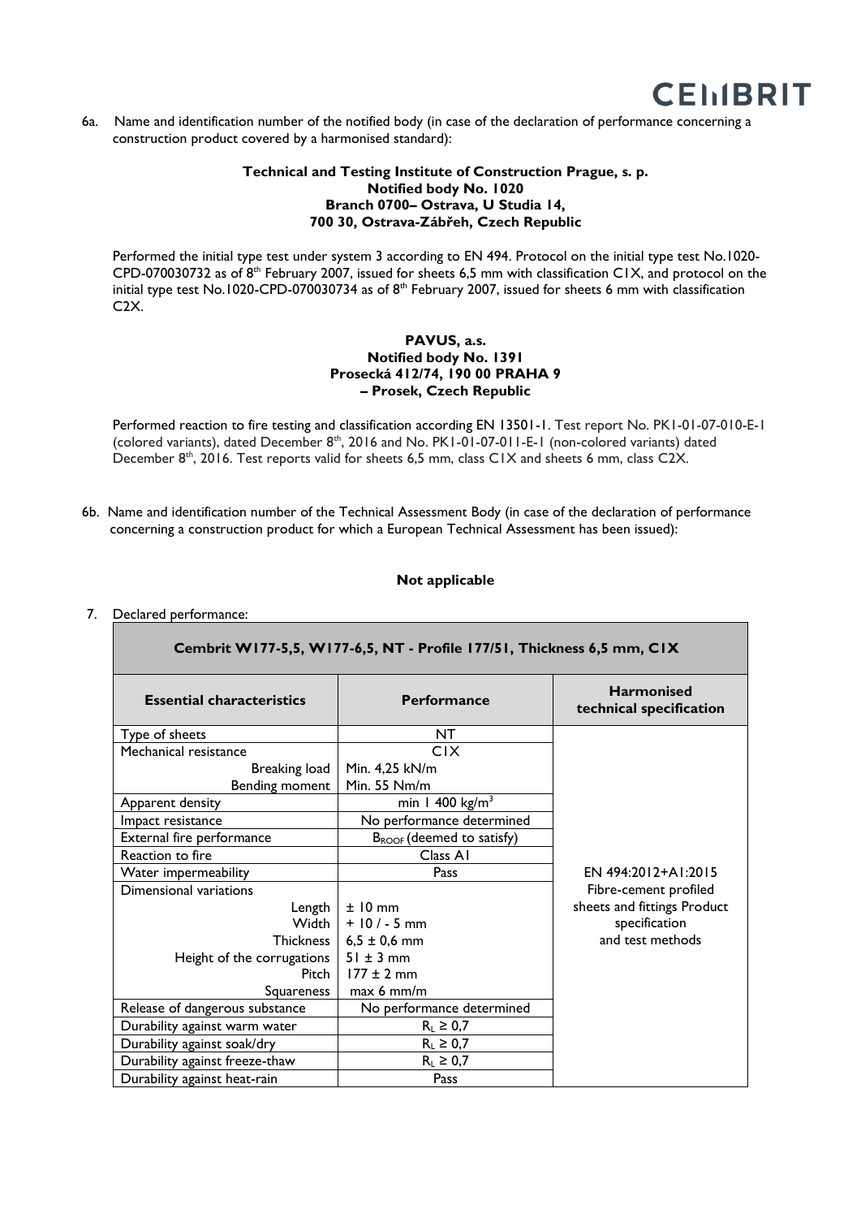6a. Name and identification number of the notified body (in case of the declaration of performance concerning a construction product covered by a harmonised standard):

**Technical and Testing Institute of Construction Prague, s. p.**
**Notified body No. 1020**
**Branch 0700– Ostrava, U Studia 14,**
**700 30, Ostrava-Zábřeh, Czech Republic**

Performed the initial type test under system 3 according to EN 494. Protocol on the initial type test No.1020-CPD-070030732 as of 8th February 2007, issued for sheets 6,5 mm with classification C1X, and protocol on the initial type test No.1020-CPD-070030734 as of 8th February 2007, issued for sheets 6 mm with classification C2X.

**PAVUS, a.s.**
**Notified body No. 1391**
**Prosecká 412/74, 190 00 PRAHA 9**
**– Prosek, Czech Republic**

Performed reaction to fire testing and classification according EN 13501-1. Test report No. PK1-01-07-010-E-1 (colored variants), dated December 8th, 2016 and No. PK1-01-07-011-E-1 (non-colored variants) dated December 8th, 2016. Test reports valid for sheets 6,5 mm, class C1X and sheets 6 mm, class C2X.

6b. Name and identification number of the Technical Assessment Body (in case of the declaration of performance concerning a construction product for which a European Technical Assessment has been issued):

**Not applicable**

7. Declared performance:

| **Cembrit W177-5,5, W177-6,5, NT - Profile 177/51, Thickness 6,5 mm, C1X** | | |
|---|---|---|
| **Essential characteristics** | **Performance** | **Harmonised technical specification** |
| Type of sheets | NT | EN 494:2012+A1:2015 Fibre-cement profiled sheets and fittings Product specification and test methods |
| Mechanical resistance | C1X | |
| Breaking load | Min. 4,25 kN/m | |
| Bending moment | Min. 55 Nm/m | |
| Apparent density | min 1 400 kg/m$^3$ | |
| Impact resistance | No performance determined | |
| External fire performance | $B_{ROOF}$ (deemed to satisfy) | |
| Reaction to fire | Class A1 | |
| Water impermeability | Pass | |
| Dimensional variations | | |
| Length | ± 10 mm | |
| Width | + 10 / - 5 mm | |
| Thickness | 6,5 ± 0,6 mm | |
| Height of the corrugations | 51 ± 3 mm | |
| Pitch | 177 ± 2 mm | |
| Squareness | max 6 mm/m | |
| Release of dangerous substance | No performance determined | |
| Durability against warm water | $R_L \geq 0,7$ | |
| Durability against soak/dry | $R_L \geq 0,7$ | |
| Durability against freeze-thaw | $R_L \geq 0,7$ | |
| Durability against heat-rain | Pass | |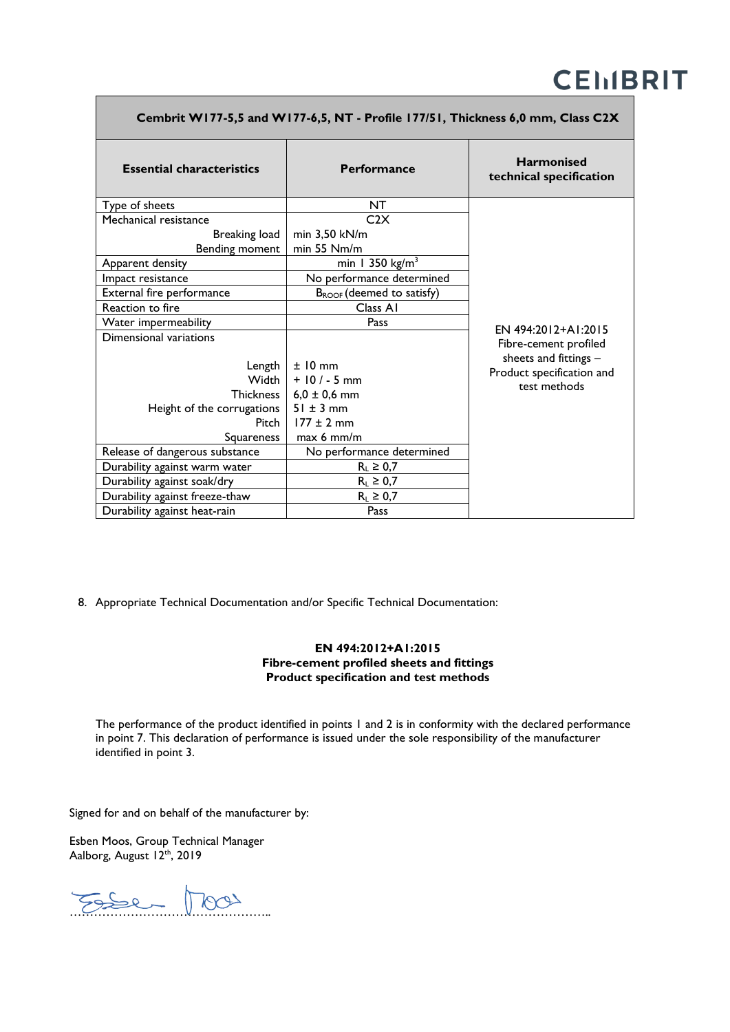| Cembrit W177-5,5 and W177-6,5, NT - Profile 177/51, Thickness 6,0 mm, Class C2X | | |
|---|---|---|
| **Essential characteristics** | **Performance** | **Harmonised technical specification** |
| Type of sheets | NT | EN 494:2012+A1:2015 Fibre-cement profiled sheets and fittings – Product specification and test methods |
| Mechanical resistance | C2X | |
| Breaking load | min 3,50 kN/m | |
| Bending moment | min 55 Nm/m | |
| Apparent density | min 1 350 kg/m³ | |
| Impact resistance | No performance determined | |
| External fire performance | $B_{ROOF}$ (deemed to satisfy) | |
| Reaction to fire | Class A1 | |
| Water impermeability | Pass | |
| Dimensional variations | | |
| Length | ± 10 mm | |
| Width | + 10 / - 5 mm | |
| Thickness | 6,0 ± 0,6 mm | |
| Height of the corrugations | 51 ± 3 mm | |
| Pitch | 177 ± 2 mm | |
| Squareness | max 6 mm/m | |
| Release of dangerous substance | No performance determined | |
| Durability against warm water | $R_L \geq 0{,}7$ | |
| Durability against soak/dry | $R_L \geq 0{,}7$ | |
| Durability against freeze-thaw | $R_L \geq 0{,}7$ | |
| Durability against heat-rain | Pass | |

8. Appropriate Technical Documentation and/or Specific Technical Documentation:

**EN 494:2012+A1:2015**
**Fibre-cement profiled sheets and fittings**
**Product specification and test methods**

The performance of the product identified in points 1 and 2 is in conformity with the declared performance in point 7. This declaration of performance is issued under the sole responsibility of the manufacturer identified in point 3.

Signed for and on behalf of the manufacturer by:

Esben Moos, Group Technical Manager
Aalborg, August 12th, 2019

…………………………………………..